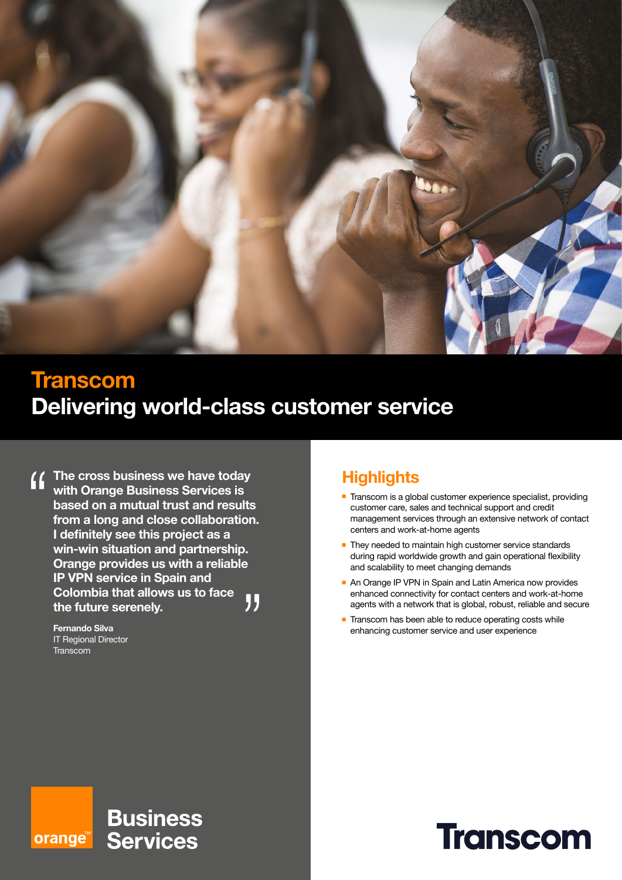# Transcom

## Delivering world-class customer service

> The cross business we have today with Orange Business Services is based on a mutual trust and results from a long and close collaboration. I definitely see this project as a win-win situation and partnership. Orange provides us with a reliable IP VPN service in Spain and Colombia that allows us to face the future serenely.

**Fernando Silva**
IT Regional Director
Transcom

## Highlights

- Transcom is a global customer experience specialist, providing customer care, sales and technical support and credit management services through an extensive network of contact centers and work-at-home agents
- They needed to maintain high customer service standards during rapid worldwide growth and gain operational flexibility and scalability to meet changing demands
- An Orange IP VPN in Spain and Latin America now provides enhanced connectivity for contact centers and work-at-home agents with a network that is global, robust, reliable and secure
- Transcom has been able to reduce operating costs while enhancing customer service and user experience

orange™ Business Services

Transcom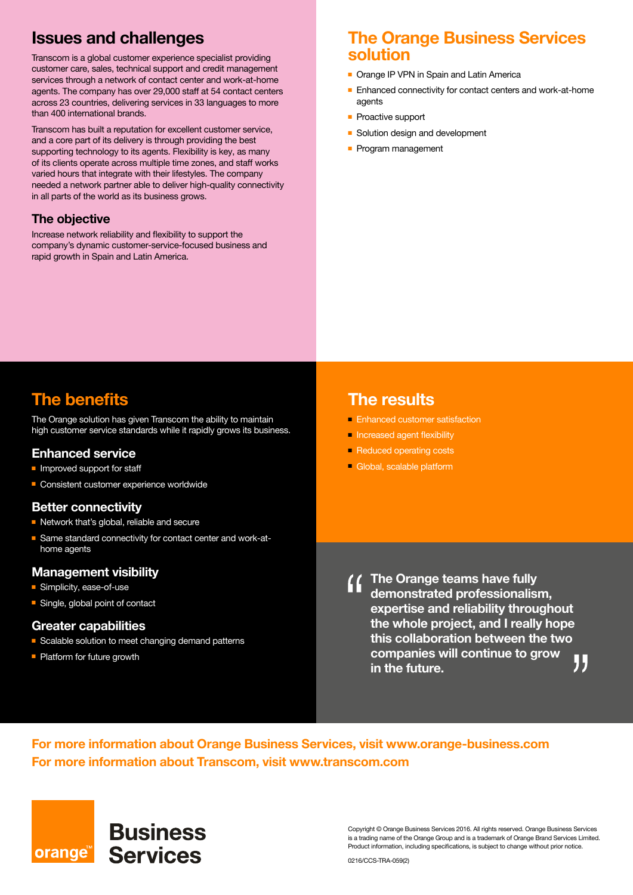## Issues and challenges

Transcom is a global customer experience specialist providing customer care, sales, technical support and credit management services through a network of contact center and work-at-home agents. The company has over 29,000 staff at 54 contact centers across 23 countries, delivering services in 33 languages to more than 400 international brands.

Transcom has built a reputation for excellent customer service, and a core part of its delivery is through providing the best supporting technology to its agents. Flexibility is key, as many of its clients operate across multiple time zones, and staff works varied hours that integrate with their lifestyles. The company needed a network partner able to deliver high-quality connectivity in all parts of the world as its business grows.

### The objective

Increase network reliability and flexibility to support the company's dynamic customer-service-focused business and rapid growth in Spain and Latin America.

## The Orange Business Services solution

- Orange IP VPN in Spain and Latin America
- Enhanced connectivity for contact centers and work-at-home agents
- Proactive support
- Solution design and development
- Program management

## The benefits

The Orange solution has given Transcom the ability to maintain high customer service standards while it rapidly grows its business.

### Enhanced service

- Improved support for staff
- Consistent customer experience worldwide

### Better connectivity

- Network that's global, reliable and secure
- Same standard connectivity for contact center and work-at-home agents

### Management visibility

- Simplicity, ease-of-use
- Single, global point of contact

### Greater capabilities

- Scalable solution to meet changing demand patterns
- Platform for future growth

## The results

- Enhanced customer satisfaction
- Increased agent flexibility
- Reduced operating costs
- Global, scalable platform

> **"The Orange teams have fully demonstrated professionalism, expertise and reliability throughout the whole project, and I really hope this collaboration between the two companies will continue to grow in the future."**

**For more information about Orange Business Services, visit www.orange-business.com**
**For more information about Transcom, visit www.transcom.com**

orange™ Business Services

Copyright © Orange Business Services 2016. All rights reserved. Orange Business Services is a trading name of the Orange Group and is a trademark of Orange Brand Services Limited. Product information, including specifications, is subject to change without prior notice.

0216/CCS-TRA-059(2)